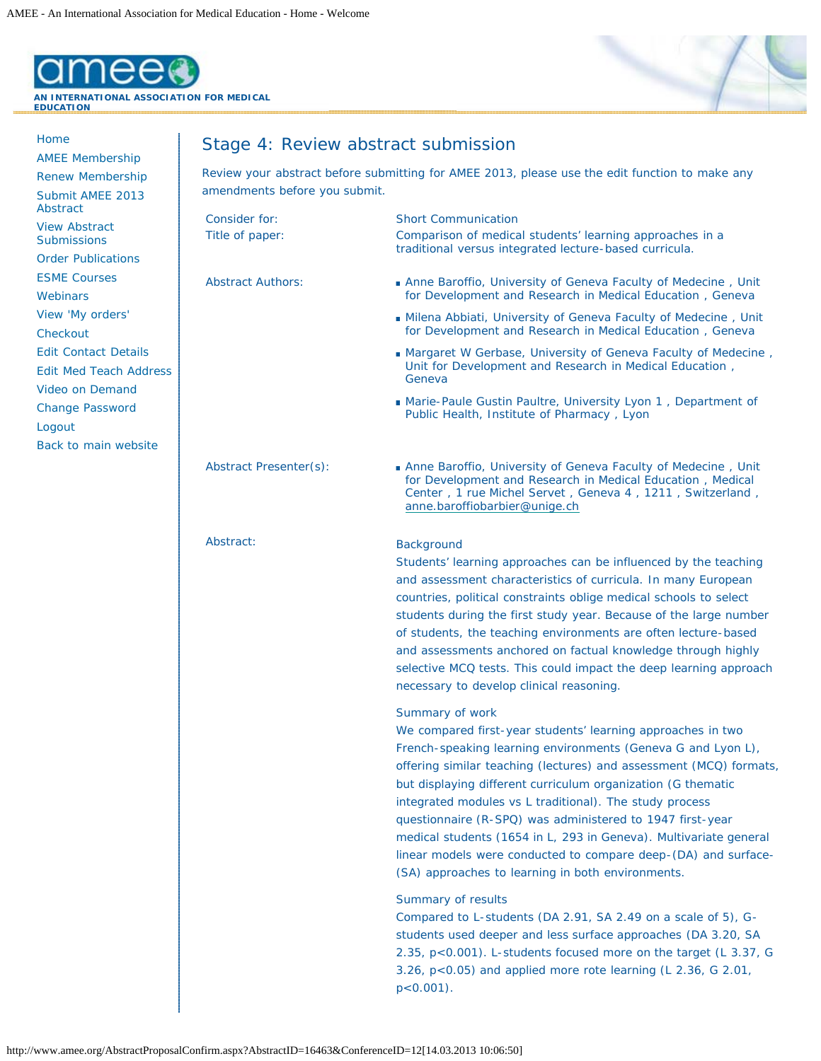AN INTERNATIONAL ASSOCIATION FOR MEDICAL EDUCATION

- Home
- AMEE Membership
- Renew Membership
- Submit AMEE 2013 Abstract
- View Abstract Submissions
- Order Publications
- ESME Courses
- Webinars
- View 'My orders'
- Checkout
- Edit Contact Details
- Edit Med Teach Address
- Video on Demand
- Change Password
- Logout
- Back to main website

# Stage 4: Review abstract submission

Review your abstract before submitting for AMEE 2013, please use the edit function to make any amendments before you submit.

**Consider for:** Short Communication

**Title of paper:** Comparison of medical students' learning approaches in a traditional versus integrated lecture-based curricula.

**Abstract Authors:**

- Anne Baroffio, University of Geneva Faculty of Medecine , Unit for Development and Research in Medical Education , Geneva
- Milena Abbiati, University of Geneva Faculty of Medecine , Unit for Development and Research in Medical Education , Geneva
- Margaret W Gerbase, University of Geneva Faculty of Medecine , Unit for Development and Research in Medical Education , Geneva
- Marie-Paule Gustin Paultre, University Lyon 1 , Department of Public Health, Institute of Pharmacy , Lyon

**Abstract Presenter(s):**

- Anne Baroffio, University of Geneva Faculty of Medecine , Unit for Development and Research in Medical Education , Medical Center , 1 rue Michel Servet , Geneva 4 , 1211 , Switzerland , anne.baroffiobarbier@unige.ch

**Abstract:**

Background

Students' learning approaches can be influenced by the teaching and assessment characteristics of curricula. In many European countries, political constraints oblige medical schools to select students during the first study year. Because of the large number of students, the teaching environments are often lecture-based and assessments anchored on factual knowledge through highly selective MCQ tests. This could impact the deep learning approach necessary to develop clinical reasoning.

Summary of work

We compared first-year students' learning approaches in two French-speaking learning environments (Geneva G and Lyon L), offering similar teaching (lectures) and assessment (MCQ) formats, but displaying different curriculum organization (G thematic integrated modules vs L traditional). The study process questionnaire (R-SPQ) was administered to 1947 first-year medical students (1654 in L, 293 in Geneva). Multivariate general linear models were conducted to compare deep-(DA) and surface-(SA) approaches to learning in both environments.

Summary of results

Compared to L-students (DA 2.91, SA 2.49 on a scale of 5), G-students used deeper and less surface approaches (DA 3.20, SA 2.35, $p<0.001$). L-students focused more on the target (L 3.37, G 3.26, $p<0.05$) and applied more rote learning (L 2.36, G 2.01, $p<0.001$).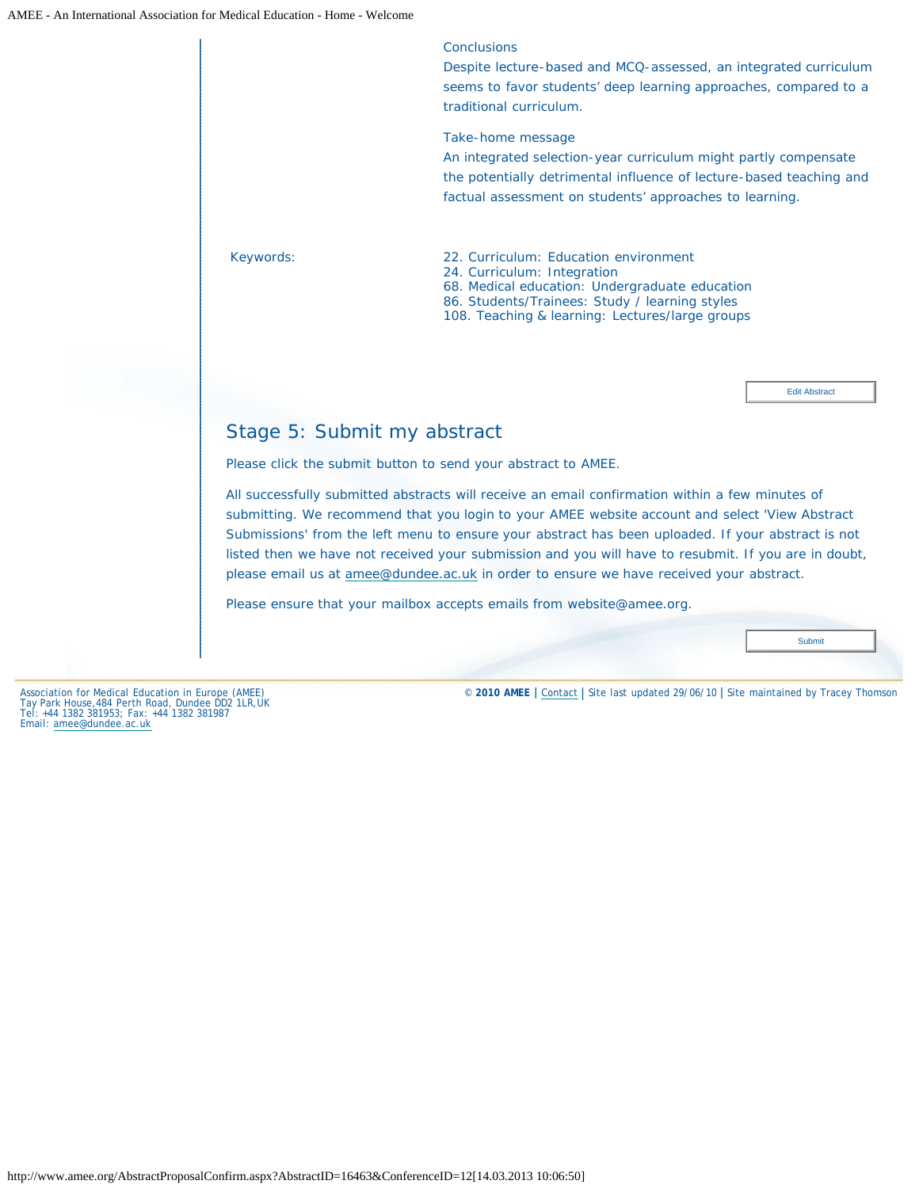Conclusions
Despite lecture-based and MCQ-assessed, an integrated curriculum seems to favor students' deep learning approaches, compared to a traditional curriculum.

Take-home message
An integrated selection-year curriculum might partly compensate the potentially detrimental influence of lecture-based teaching and factual assessment on students' approaches to learning.

Keywords:

22. Curriculum: Education environment
24. Curriculum: Integration
68. Medical education: Undergraduate education
86. Students/Trainees: Study / learning styles
108. Teaching & learning: Lectures/large groups

Edit Abstract

## Stage 5: Submit my abstract

Please click the submit button to send your abstract to AMEE.

All successfully submitted abstracts will receive an email confirmation within a few minutes of submitting. We recommend that you login to your AMEE website account and select 'View Abstract Submissions' from the left menu to ensure your abstract has been uploaded. If your abstract is not listed then we have not received your submission and you will have to resubmit. If you are in doubt, please email us at amee@dundee.ac.uk in order to ensure we have received your abstract.

Please ensure that your mailbox accepts emails from website@amee.org.

Submit

Association for Medical Education in Europe (AMEE)
Tay Park House,484 Perth Road, Dundee DD2 1LR,UK
Tel: +44 1382 381953; Fax: +44 1382 381987
Email: amee@dundee.ac.uk

© **2010 AMEE** | Contact | Site last updated 29/06/10 | Site maintained by Tracey Thomson